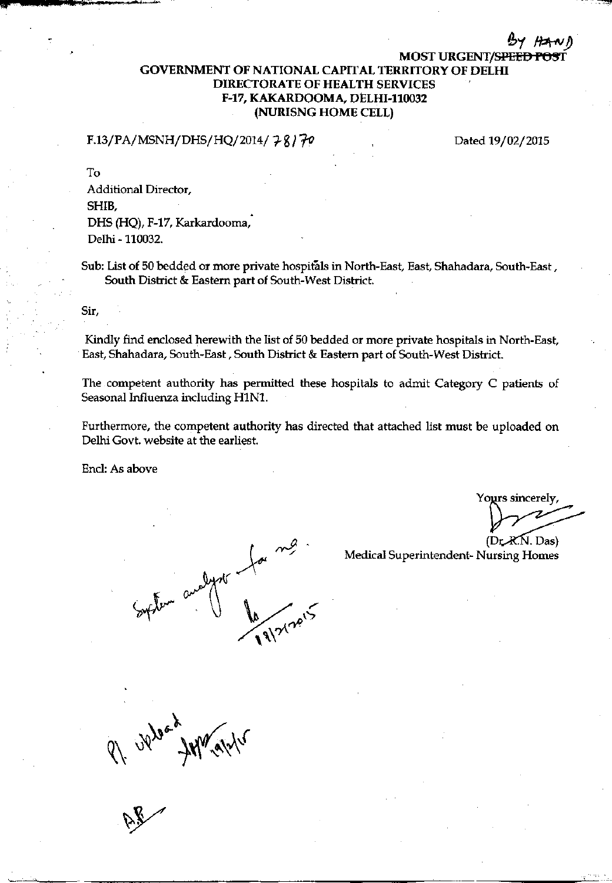By HAND

MOST URGENT/~~SPEED POST~~

**GOVERNMENT OF NATIONAL CAPITAL TERRITORY OF DELHI**
**DIRECTORATE OF HEALTH SERVICES**
**F-17, KAKARDOOMA, DELHI-110032**
**(NURISNG HOME CELL)**

F.13/PA/MSNH/DHS/HQ/2014/ 78170 Dated 19/02/2015

To
Additional Director,
SHIB,
DHS (HQ), F-17, Karkardooma,
Delhi - 110032.

Sub: List of 50 bedded or more private hospitals in North-East, East, Shahadara, South-East, **South District & Eastern part of** South-West District.

Sir,

Kindly find enclosed herewith the list of 50 bedded or more private hospitals in North-East, East, Shahadara, South-East, South District & Eastern part of South-West District.

The competent authority has permitted these hospitals to admit Category C patients of Seasonal Influenza including H1N1.

Furthermore, the competent **authority** has directed that attached list must be uploaded on Delhi Govt. website at the earliest.

Encl: As above

Yours sincerely,

(Dr. R.N. Das)
Medical Superintendent- Nursing Homes

System analyst for n.a.
19/2/2015

Pl. upload
19/2/15

A.P.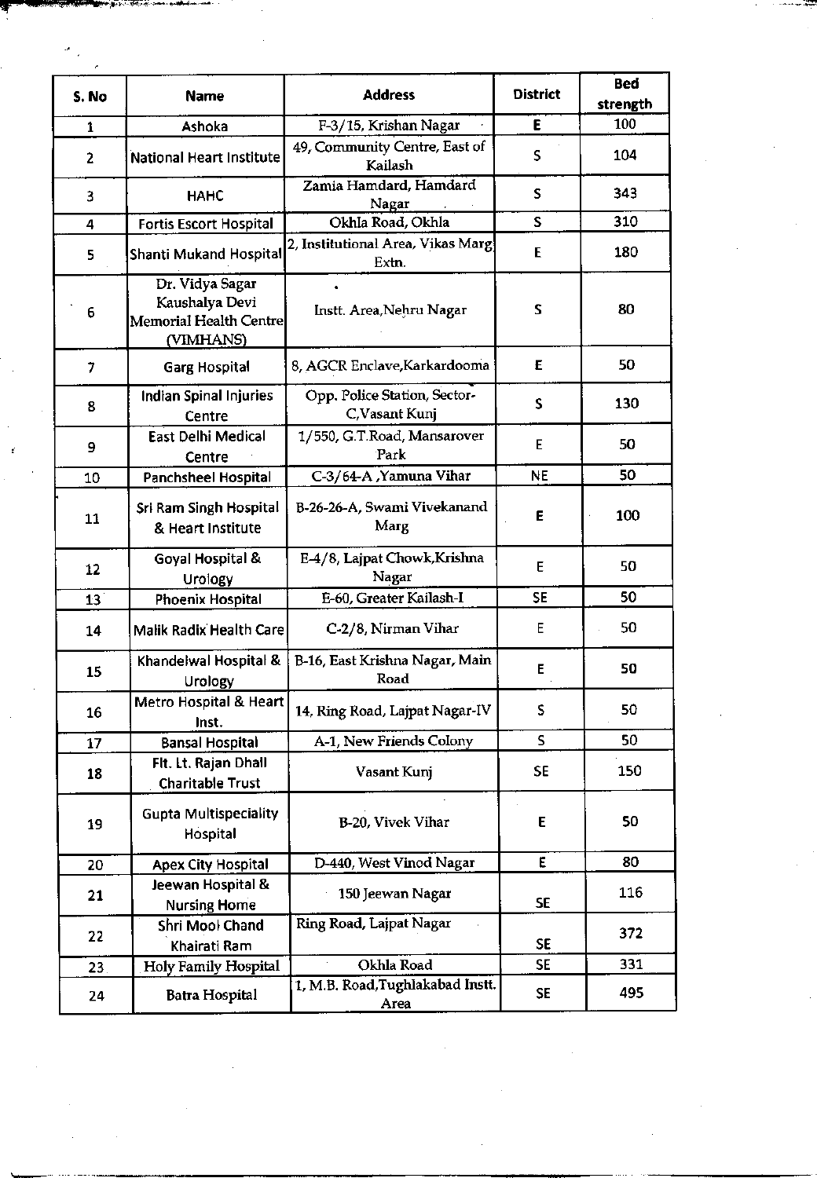| S. No | Name | Address | District | Bed strength |
|---|---|---|---|---|
| 1 | Ashoka | F-3/15, Krishan Nagar | E | 100 |
| 2 | National Heart Institute | 49, Community Centre, East of Kailash | S | 104 |
| 3 | HAHC | Zamia Hamdard, Hamdard Nagar | S | 343 |
| 4 | Fortis Escort Hospital | Okhla Road, Okhla | S | 310 |
| 5 | Shanti Mukand Hospital | 2, Institutional Area, Vikas Marg Extn. | E | 180 |
| 6 | Dr. Vidya Sagar Kaushalya Devi Memorial Health Centre (VIMHANS) | Instt. Area,Nehru Nagar | S | 80 |
| 7 | Garg Hospital | 8, AGCR Enclave,Karkardooma | E | 50 |
| 8 | Indian Spinal Injuries Centre | Opp. Police Station, Sector-C,Vasant Kunj | S | 130 |
| 9 | East Delhi Medical Centre | 1/550, G.T.Road, Mansarover Park | E | 50 |
| 10 | Panchsheel Hospital | C-3/64-A ,Yamuna Vihar | NE | 50 |
| 11 | Sri Ram Singh Hospital & Heart Institute | B-26-26-A, Swami Vivekanand Marg | E | 100 |
| 12 | Goyal Hospital & Urology | E-4/8, Lajpat Chowk,Krishna Nagar | E | 50 |
| 13 | Phoenix Hospital | E-60, Greater Kailash-I | SE | 50 |
| 14 | Malik Radix Health Care | C-2/8, Nirman Vihar | E | 50 |
| 15 | Khandelwal Hospital & Urology | B-16, East Krishna Nagar, Main Road | E | 50 |
| 16 | Metro Hospital & Heart Inst. | 14, Ring Road, Lajpat Nagar-IV | S | 50 |
| 17 | Bansal Hospital | A-1, New Friends Colony | S | 50 |
| 18 | Flt. Lt. Rajan Dhall Charitable Trust | Vasant Kunj | SE | 150 |
| 19 | Gupta Multispeciality Hospital | B-20, Vivek Vihar | E | 50 |
| 20 | Apex City Hospital | D-440, West Vinod Nagar | E | 80 |
| 21 | Jeewan Hospital & Nursing Home | 150 Jeewan Nagar | SE | 116 |
| 22 | Shri Mool Chand Khairati Ram | Ring Road, Lajpat Nagar | SE | 372 |
| 23 | Holy Family Hospital | Okhla Road | SE | 331 |
| 24 | Batra Hospital | 1, M.B. Road,Tughlakabad Instt. Area | SE | 495 |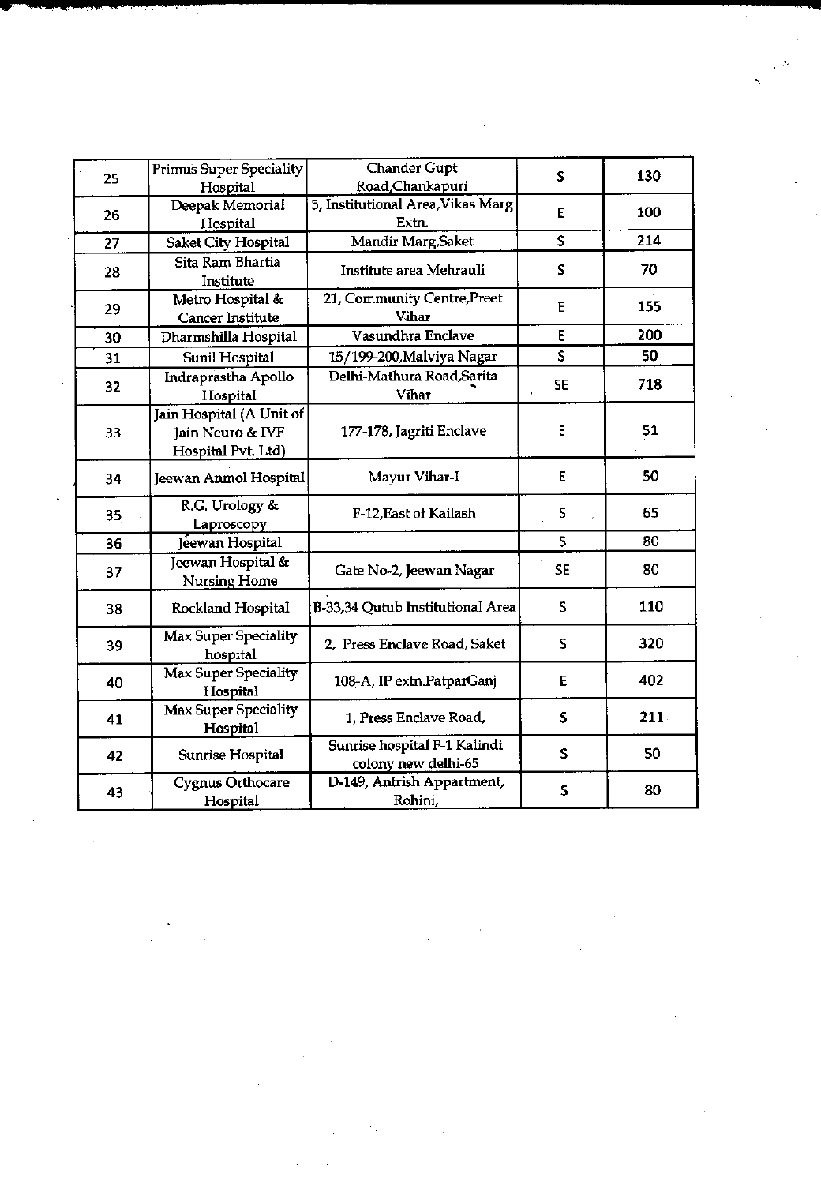| 25 | Primus Super Speciality Hospital | Chander Gupt Road,Chankapuri | S | 130 |
|---|---|---|---|---|
| 26 | Deepak Memorial Hospital | 5, Institutional Area,Vikas Marg Extn. | E | 100 |
| 27 | Saket City Hospital | Mandir Marg,Saket | S | 214 |
| 28 | Sita Ram Bhartia Institute | Institute area Mehrauli | S | 70 |
| 29 | Metro Hospital & Cancer Institute | 21, Community Centre,Preet Vihar | E | 155 |
| 30 | Dharmshilla Hospital | Vasundhra Enclave | E | 200 |
| 31 | Sunil Hospital | 15/199-200,Malviya Nagar | S | 50 |
| 32 | Indraprastha Apollo Hospital | Delhi-Mathura Road,Sarita Vihar | SE | 718 |
| 33 | Jain Hospital (A Unit of Jain Neuro & IVF Hospital Pvt. Ltd) | 177-178, Jagriti Enclave | E | 51 |
| 34 | Jeewan Anmol Hospital | Mayur Vihar-I | E | 50 |
| 35 | R.G. Urology & Laproscopy | F-12,East of Kailash | S | 65 |
| 36 | Jeewan Hospital | | S | 80 |
| 37 | Jeewan Hospital & Nursing Home | Gate No-2, Jeewan Nagar | SE | 80 |
| 38 | Rockland Hospital | B-33,34 Qutub Institutional Area | S | 110 |
| 39 | Max Super Speciality hospital | 2, Press Enclave Road, Saket | S | 320 |
| 40 | Max Super Speciality Hospital | 108-A, IP extn.PatparGanj | E | 402 |
| 41 | Max Super Speciality Hospital | 1, Press Enclave Road, | S | 211 |
| 42 | Sunrise Hospital | Sunrise hospital F-1 Kalindi colony new delhi-65 | S | 50 |
| 43 | Cygnus Orthocare Hospital | D-149, Antrish Appartment, Rohini, | S | 80 |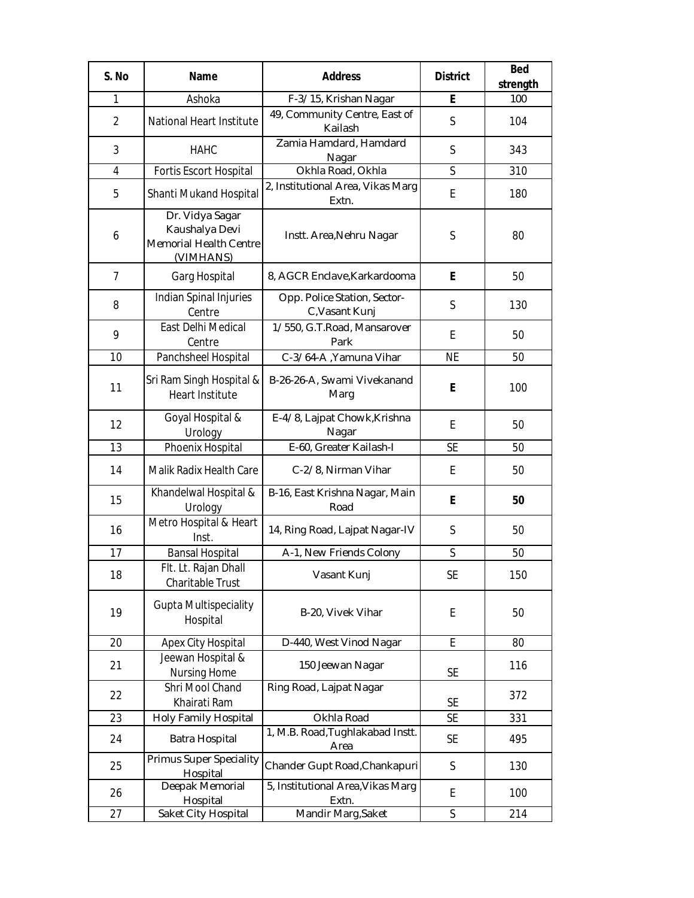| S. No | Name | Address | District | Bed strength |
|---|---|---|---|---|
| 1 | Ashoka | F-3/15, Krishan Nagar | **E** | 100 |
| 2 | National Heart Institute | 49, Community Centre, East of Kailash | S | 104 |
| 3 | HAHC | Zamia Hamdard, Hamdard Nagar | S | 343 |
| 4 | Fortis Escort Hospital | Okhla Road, Okhla | S | 310 |
| 5 | Shanti Mukand Hospital | 2, Institutional Area, Vikas Marg Extn. | E | 180 |
| 6 | Dr. Vidya Sagar Kaushalya Devi Memorial Health Centre (VIMHANS) | Instt. Area,Nehru Nagar | S | 80 |
| 7 | Garg Hospital | 8, AGCR Enclave,Karkardooma | **E** | 50 |
| 8 | Indian Spinal Injuries Centre | Opp. Police Station, Sector-C,Vasant Kunj | S | 130 |
| 9 | East Delhi Medical Centre | 1/550, G.T.Road, Mansarover Park | E | 50 |
| 10 | Panchsheel Hospital | C-3/64-A ,Yamuna Vihar | NE | 50 |
| 11 | Sri Ram Singh Hospital & Heart Institute | B-26-26-A, Swami Vivekanand Marg | **E** | 100 |
| 12 | Goyal Hospital & Urology | E-4/8, Lajpat Chowk,Krishna Nagar | E | 50 |
| 13 | Phoenix Hospital | E-60, Greater Kailash-I | SE | 50 |
| 14 | Malik Radix Health Care | C-2/8, Nirman Vihar | E | 50 |
| 15 | Khandelwal Hospital & Urology | B-16, East Krishna Nagar, Main Road | **E** | **50** |
| 16 | Metro Hospital & Heart Inst. | 14, Ring Road, Lajpat Nagar-IV | S | 50 |
| 17 | Bansal Hospital | A-1, New Friends Colony | S | 50 |
| 18 | Flt. Lt. Rajan Dhall Charitable Trust | Vasant Kunj | SE | 150 |
| 19 | Gupta Multispeciality Hospital | B-20, Vivek Vihar | E | 50 |
| 20 | Apex City Hospital | D-440, West Vinod Nagar | E | 80 |
| 21 | Jeewan Hospital & Nursing Home | 150 Jeewan Nagar | SE | 116 |
| 22 | Shri Mool Chand Khairati Ram | Ring Road, Lajpat Nagar | SE | 372 |
| 23 | Holy Family Hospital | Okhla Road | SE | 331 |
| 24 | Batra Hospital | 1, M.B. Road,Tughlakabad Instt. Area | SE | 495 |
| 25 | Primus Super Speciality Hospital | Chander Gupt Road,Chankapuri | S | 130 |
| 26 | Deepak Memorial Hospital | 5, Institutional Area,Vikas Marg Extn. | E | 100 |
| 27 | Saket City Hospital | Mandir Marg,Saket | S | 214 |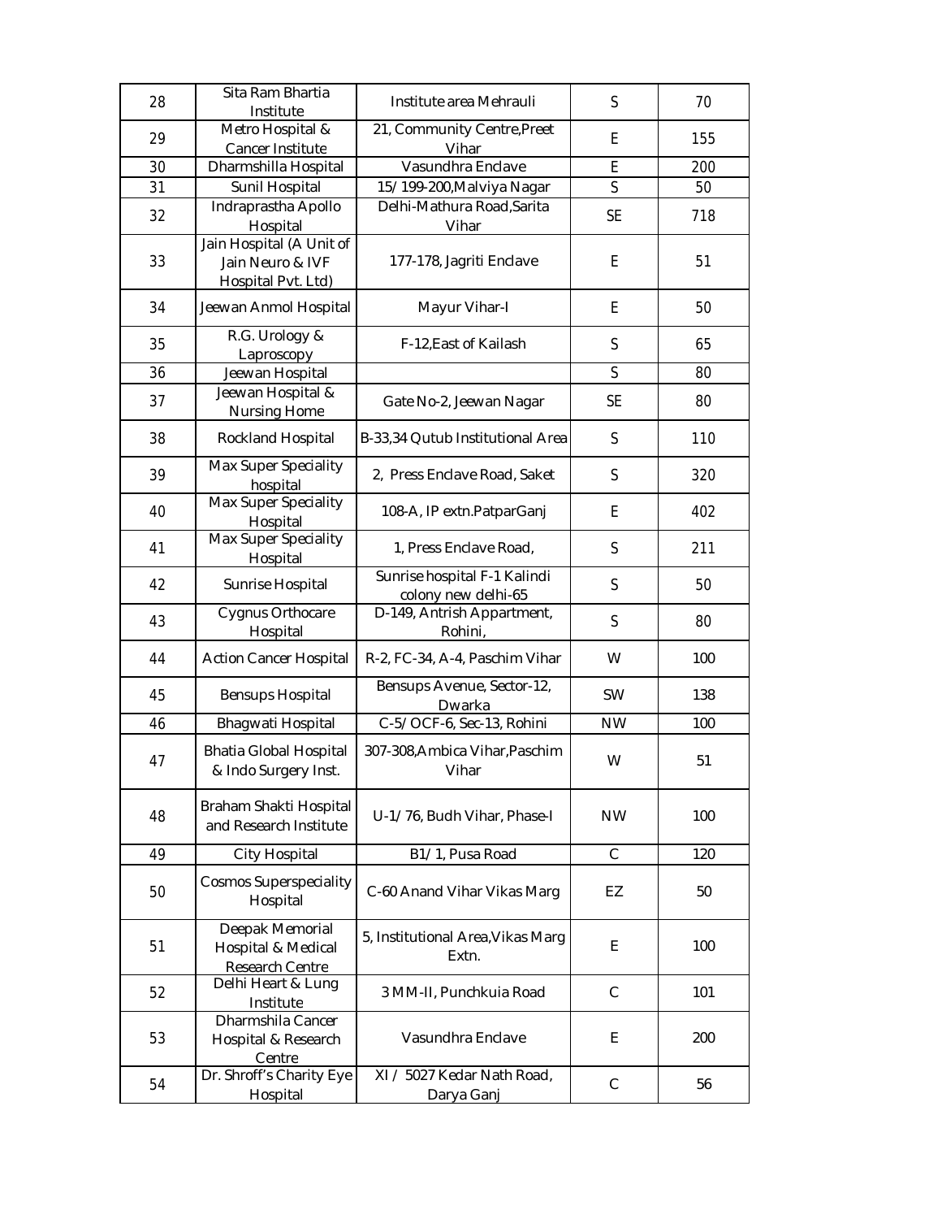| | | | | |
|---|---|---|---|---|
| 28 | Sita Ram Bhartia Institute | Institute area Mehrauli | S | 70 |
| 29 | Metro Hospital & Cancer Institute | 21, Community Centre,Preet Vihar | E | 155 |
| 30 | Dharmshilla Hospital | Vasundhra Enclave | E | 200 |
| 31 | Sunil Hospital | 15/199-200,Malviya Nagar | S | 50 |
| 32 | Indraprastha Apollo Hospital | Delhi-Mathura Road,Sarita Vihar | SE | 718 |
| 33 | Jain Hospital (A Unit of Jain Neuro & IVF Hospital Pvt. Ltd) | 177-178, Jagriti Enclave | E | 51 |
| 34 | Jeewan Anmol Hospital | Mayur Vihar-I | E | 50 |
| 35 | R.G. Urology & Laproscopy | F-12,East of Kailash | S | 65 |
| 36 | Jeewan Hospital | | S | 80 |
| 37 | Jeewan Hospital & Nursing Home | Gate No-2, Jeewan Nagar | SE | 80 |
| 38 | Rockland Hospital | B-33,34 Qutub Institutional Area | S | 110 |
| 39 | Max Super Speciality hospital | 2, Press Enclave Road, Saket | S | 320 |
| 40 | Max Super Speciality Hospital | 108-A, IP extn.PatparGanj | E | 402 |
| 41 | Max Super Speciality Hospital | 1, Press Enclave Road, | S | 211 |
| 42 | Sunrise Hospital | Sunrise hospital F-1 Kalindi colony new delhi-65 | S | 50 |
| 43 | Cygnus Orthocare Hospital | D-149, Antrish Appartment, Rohini, | S | 80 |
| 44 | Action Cancer Hospital | R-2, FC-34, A-4, Paschim Vihar | W | 100 |
| 45 | Bensups Hospital | Bensups Avenue, Sector-12, Dwarka | SW | 138 |
| 46 | Bhagwati Hospital | C-5/OCF-6, Sec-13, Rohini | NW | 100 |
| 47 | Bhatia Global Hospital & Indo Surgery Inst. | 307-308,Ambica Vihar,Paschim Vihar | W | 51 |
| 48 | Braham Shakti Hospital and Research Institute | U-1/76, Budh Vihar, Phase-I | NW | 100 |
| 49 | City Hospital | B1/1, Pusa Road | C | 120 |
| 50 | Cosmos Superspeciality Hospital | C-60 Anand Vihar Vikas Marg | EZ | 50 |
| 51 | Deepak Memorial Hospital & Medical Research Centre | 5, Institutional Area,Vikas Marg Extn. | E | 100 |
| 52 | Delhi Heart & Lung Institute | 3 MM-II, Punchkuia Road | C | 101 |
| 53 | Dharmshila Cancer Hospital & Research Centre | Vasundhra Enclave | E | 200 |
| 54 | Dr. Shroff's Charity Eye Hospital | XI / 5027 Kedar Nath Road, Darya Ganj | C | 56 |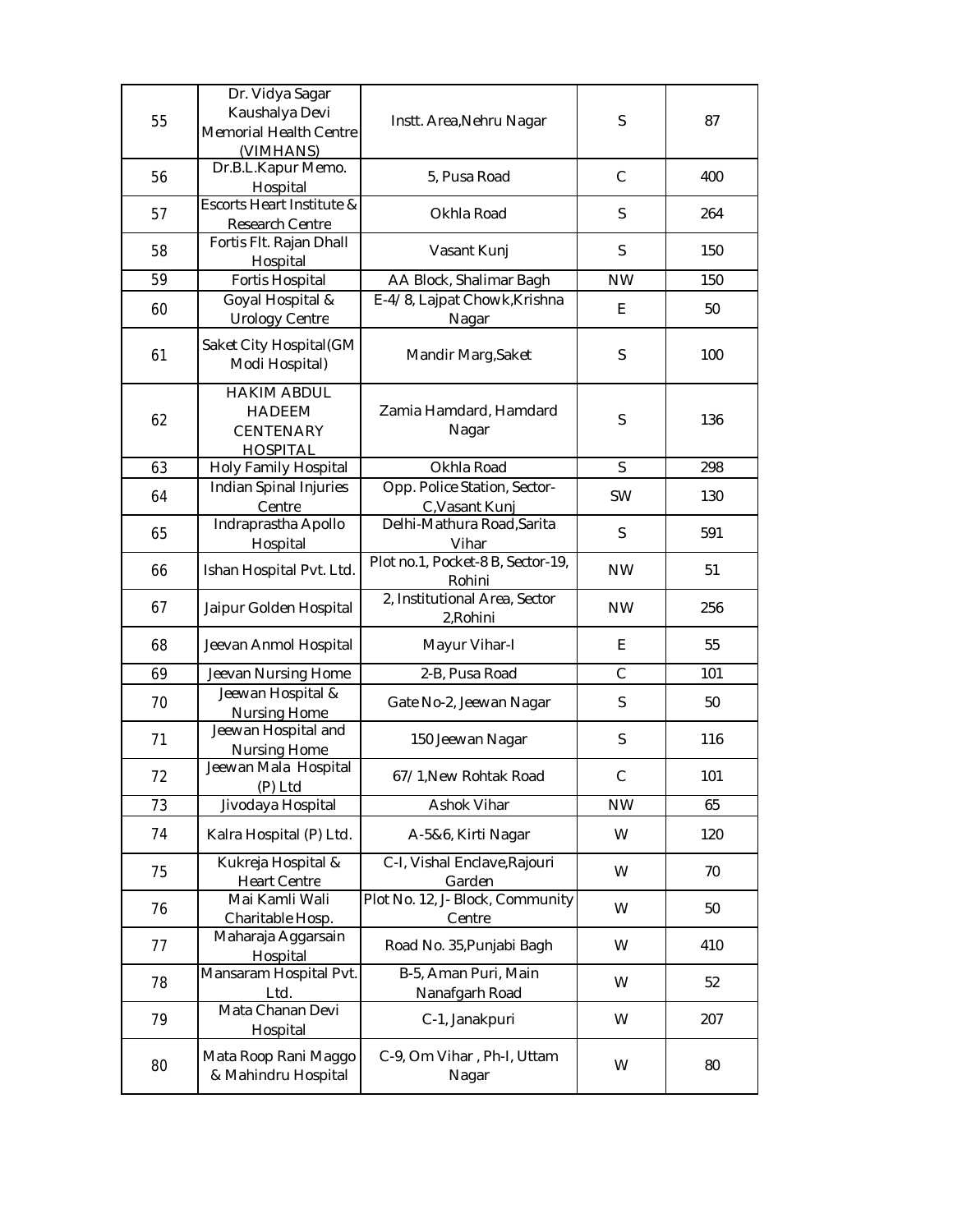| 55 | Dr. Vidya Sagar Kaushalya Devi Memorial Health Centre (VIMHANS) | Instt. Area,Nehru Nagar | S | 87 |
|---|---|---|---|---|
| 56 | Dr.B.L.Kapur Memo. Hospital | 5, Pusa Road | C | 400 |
| 57 | Escorts Heart Institute & Research Centre | Okhla Road | S | 264 |
| 58 | Fortis Flt. Rajan Dhall Hospital | Vasant Kunj | S | 150 |
| 59 | Fortis Hospital | AA Block, Shalimar Bagh | NW | 150 |
| 60 | Goyal Hospital & Urology Centre | E-4/8, Lajpat Chowk,Krishna Nagar | E | 50 |
| 61 | Saket City Hospital(GM Modi Hospital) | Mandir Marg,Saket | S | 100 |
| 62 | HAKIM ABDUL HADEEM CENTENARY HOSPITAL | Zamia Hamdard, Hamdard Nagar | S | 136 |
| 63 | Holy Family Hospital | Okhla Road | S | 298 |
| 64 | Indian Spinal Injuries Centre | Opp. Police Station, Sector-C,Vasant Kunj | SW | 130 |
| 65 | Indraprastha Apollo Hospital | Delhi-Mathura Road,Sarita Vihar | S | 591 |
| 66 | Ishan Hospital Pvt. Ltd. | Plot no.1, Pocket-8 B, Sector-19, Rohini | NW | 51 |
| 67 | Jaipur Golden Hospital | 2, Institutional Area, Sector 2,Rohini | NW | 256 |
| 68 | Jeevan Anmol Hospital | Mayur Vihar-I | E | 55 |
| 69 | Jeevan Nursing Home | 2-B, Pusa Road | C | 101 |
| 70 | Jeewan Hospital & Nursing Home | Gate No-2, Jeewan Nagar | S | 50 |
| 71 | Jeewan Hospital and Nursing Home | 150 Jeewan Nagar | S | 116 |
| 72 | Jeewan Mala Hospital (P) Ltd | 67/1,New Rohtak Road | C | 101 |
| 73 | Jivodaya Hospital | Ashok Vihar | NW | 65 |
| 74 | Kalra Hospital (P) Ltd. | A-5&6, Kirti Nagar | W | 120 |
| 75 | Kukreja Hospital & Heart Centre | C-I, Vishal Enclave,Rajouri Garden | W | 70 |
| 76 | Mai Kamli Wali Charitable Hosp. | Plot No. 12, J- Block, Community Centre | W | 50 |
| 77 | Maharaja Aggarsain Hospital | Road No. 35,Punjabi Bagh | W | 410 |
| 78 | Mansaram Hospital Pvt. Ltd. | B-5, Aman Puri, Main Nanafgarh Road | W | 52 |
| 79 | Mata Chanan Devi Hospital | C-1, Janakpuri | W | 207 |
| 80 | Mata Roop Rani Maggo & Mahindru Hospital | C-9, Om Vihar , Ph-I, Uttam Nagar | W | 80 |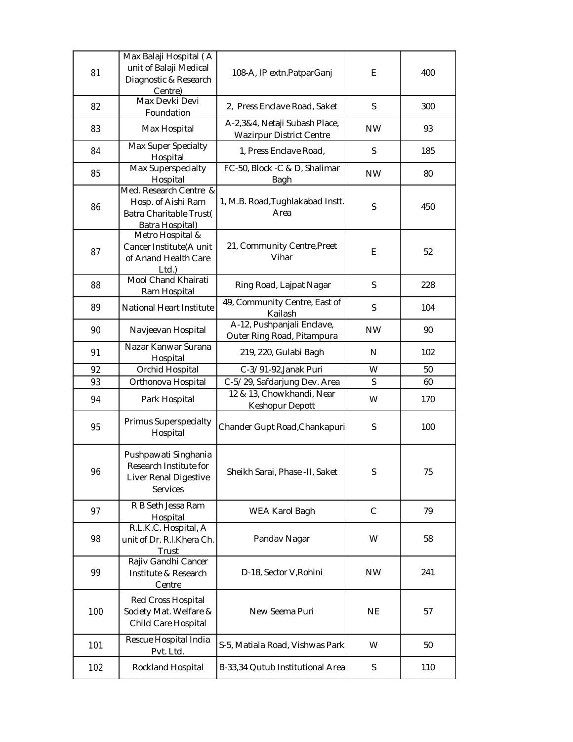| 81 | Max Balaji Hospital ( A unit of Balaji Medical Diagnostic & Research Centre) | 108-A, IP extn.PatparGanj | E | 400 |
|---|---|---|---|---|
| 82 | Max Devki Devi Foundation | 2, Press Enclave Road, Saket | S | 300 |
| 83 | Max Hospital | A-2,3&4, Netaji Subash Place, Wazirpur District Centre | NW | 93 |
| 84 | Max Super Specialty Hospital | 1, Press Enclave Road, | S | 185 |
| 85 | Max Superspecialty Hospital | FC-50, Block -C & D, Shalimar Bagh | NW | 80 |
| 86 | Med. Research Centre & Hosp. of Aishi Ram Batra Charitable Trust( Batra Hospital) | 1, M.B. Road,Tughlakabad Instt. Area | S | 450 |
| 87 | Metro Hospital & Cancer Institute(A unit of Anand Health Care Ltd.) | 21, Community Centre,Preet Vihar | E | 52 |
| 88 | Mool Chand Khairati Ram Hospital | Ring Road, Lajpat Nagar | S | 228 |
| 89 | National Heart Institute | 49, Community Centre, East of Kailash | S | 104 |
| 90 | Navjeevan Hospital | A-12, Pushpanjali Enclave, Outer Ring Road, Pitampura | NW | 90 |
| 91 | Nazar Kanwar Surana Hospital | 219, 220, Gulabi Bagh | N | 102 |
| 92 | Orchid Hospital | C-3/91-92,Janak Puri | W | 50 |
| 93 | Orthonova Hospital | C-5/29, Safdarjung Dev. Area | S | 60 |
| 94 | Park Hospital | 12 & 13, Chowkhandi, Near Keshopur Depott | W | 170 |
| 95 | Primus Superspecialty Hospital | Chander Gupt Road,Chankapuri | S | 100 |
| 96 | Pushpawati Singhania Research Institute for Liver Renal Digestive Services | Sheikh Sarai, Phase -II, Saket | S | 75 |
| 97 | R B Seth Jessa Ram Hospital | WEA Karol Bagh | C | 79 |
| 98 | R.L.K.C. Hospital, A unit of Dr. R.l.Khera Ch. Trust | Pandav Nagar | W | 58 |
| 99 | Rajiv Gandhi Cancer Institute & Research Centre | D-18, Sector V,Rohini | NW | 241 |
| 100 | Red Cross Hospital Society Mat. Welfare & Child Care Hospital | New Seema Puri | NE | 57 |
| 101 | Rescue Hospital India Pvt. Ltd. | S-5, Matiala Road, Vishwas Park | W | 50 |
| 102 | Rockland Hospital | B-33,34 Qutub Institutional Area | S | 110 |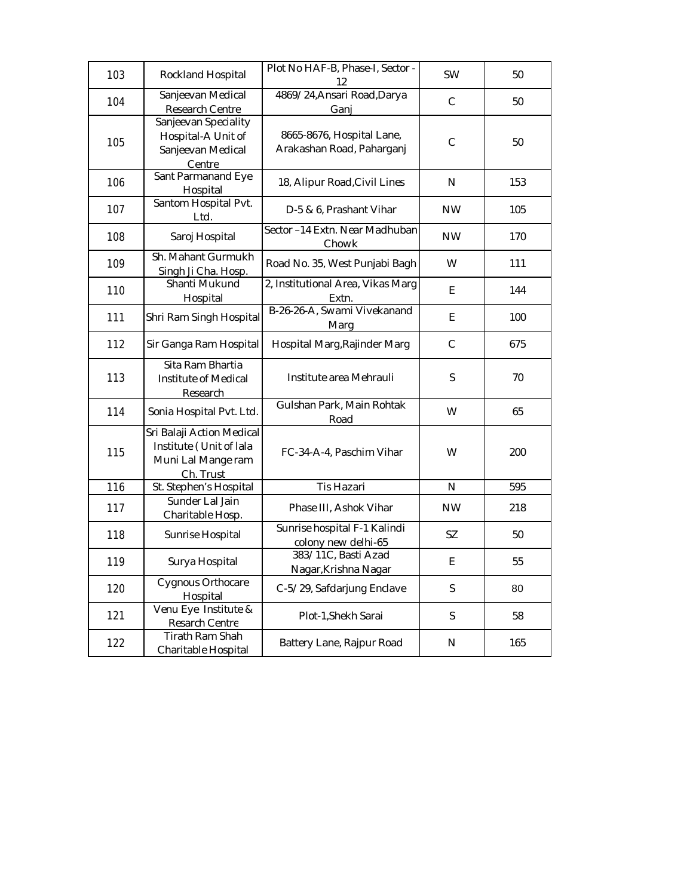| | | | | |
|---|---|---|---|---|
| 103 | Rockland Hospital | Plot No HAF-B, Phase-I, Sector - 12 | SW | 50 |
| 104 | Sanjeevan Medical Research Centre | 4869/24,Ansari Road,Darya Ganj | C | 50 |
| 105 | Sanjeevan Speciality Hospital-A Unit of Sanjeevan Medical Centre | 8665-8676, Hospital Lane, Arakashan Road, Paharganj | C | 50 |
| 106 | Sant Parmanand Eye Hospital | 18, Alipur Road,Civil Lines | N | 153 |
| 107 | Santom Hospital Pvt. Ltd. | D-5 & 6, Prashant Vihar | NW | 105 |
| 108 | Saroj Hospital | Sector –14 Extn. Near Madhuban Chowk | NW | 170 |
| 109 | Sh. Mahant Gurmukh Singh Ji Cha. Hosp. | Road No. 35, West Punjabi Bagh | W | 111 |
| 110 | Shanti Mukund Hospital | 2, Institutional Area, Vikas Marg Extn. | E | 144 |
| 111 | Shri Ram Singh Hospital | B-26-26-A, Swami Vivekanand Marg | E | 100 |
| 112 | Sir Ganga Ram Hospital | Hospital Marg,Rajinder Marg | C | 675 |
| 113 | Sita Ram Bhartia Institute of Medical Research | Institute area Mehrauli | S | 70 |
| 114 | Sonia Hospital Pvt. Ltd. | Gulshan Park, Main Rohtak Road | W | 65 |
| 115 | Sri Balaji Action Medical Institute ( Unit of lala Muni Lal Mange ram Ch. Trust | FC-34-A-4, Paschim Vihar | W | 200 |
| 116 | St. Stephen's Hospital | Tis Hazari | N | 595 |
| 117 | Sunder Lal Jain Charitable Hosp. | Phase III, Ashok Vihar | NW | 218 |
| 118 | Sunrise Hospital | Sunrise hospital F-1 Kalindi colony new delhi-65 | SZ | 50 |
| 119 | Surya Hospital | 383/11C, Basti Azad Nagar,Krishna Nagar | E | 55 |
| 120 | Cygnous Orthocare Hospital | C-5/29, Safdarjung Enclave | S | 80 |
| 121 | Venu Eye Institute & Resarch Centre | Plot-1,Shekh Sarai | S | 58 |
| 122 | Tirath Ram Shah Charitable Hospital | Battery Lane, Rajpur Road | N | 165 |